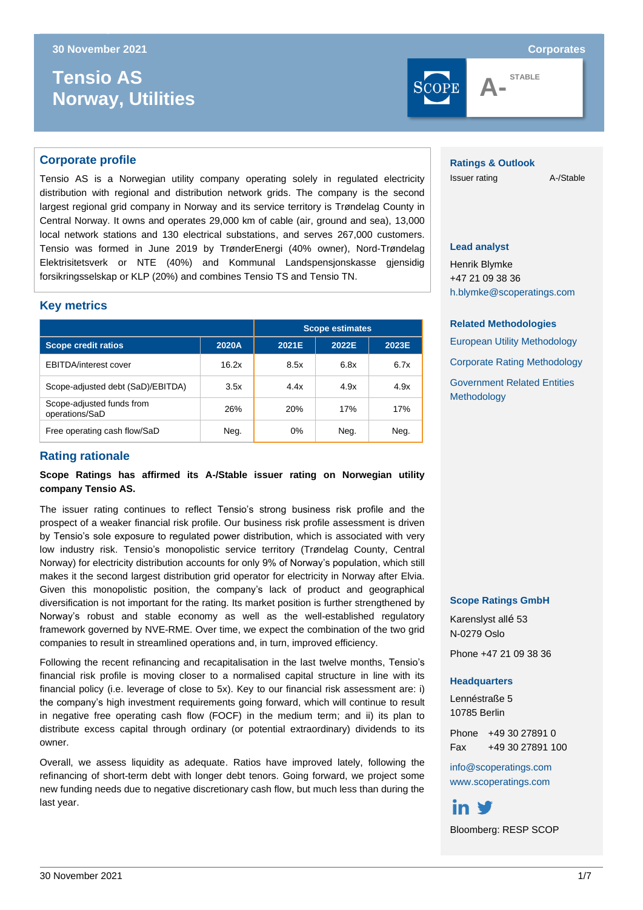30 November 2021

Corporates

# Tensio AS
# Norway, Utilities

SCOPE **A-** STABLE

## Corporate profile

Tensio AS is a Norwegian utility company operating solely in regulated electricity distribution with regional and distribution network grids. The company is the second largest regional grid company in Norway and its service territory is Trøndelag County in Central Norway. It owns and operates 29,000 km of cable (air, ground and sea), 13,000 local network stations and 130 electrical substations, and serves 267,000 customers. Tensio was formed in June 2019 by TrønderEnergi (40% owner), Nord-Trøndelag Elektrisitetsverk or NTE (40%) and Kommunal Landspensjonskasse gjensidig forsikringsselskap or KLP (20%) and combines Tensio TS and Tensio TN.

## Key metrics

| | | Scope estimates | | |
|---|---|---|---|---|
| **Scope credit ratios** | **2020A** | **2021E** | **2022E** | **2023E** |
| EBITDA/interest cover | 16.2x | 8.5x | 6.8x | 6.7x |
| Scope-adjusted debt (SaD)/EBITDA) | 3.5x | 4.4x | 4.9x | 4.9x |
| Scope-adjusted funds from operations/SaD | 26% | 20% | 17% | 17% |
| Free operating cash flow/SaD | Neg. | 0% | Neg. | Neg. |

## Rating rationale

**Scope Ratings has affirmed its A-/Stable issuer rating on Norwegian utility company Tensio AS.**

The issuer rating continues to reflect Tensio's strong business risk profile and the prospect of a weaker financial risk profile. Our business risk profile assessment is driven by Tensio's sole exposure to regulated power distribution, which is associated with very low industry risk. Tensio's monopolistic service territory (Trøndelag County, Central Norway) for electricity distribution accounts for only 9% of Norway's population, which still makes it the second largest distribution grid operator for electricity in Norway after Elvia. Given this monopolistic position, the company's lack of product and geographical diversification is not important for the rating. Its market position is further strengthened by Norway's robust and stable economy as well as the well-established regulatory framework governed by NVE-RME. Over time, we expect the combination of the two grid companies to result in streamlined operations and, in turn, improved efficiency.

Following the recent refinancing and recapitalisation in the last twelve months, Tensio's financial risk profile is moving closer to a normalised capital structure in line with its financial policy (i.e. leverage of close to 5x). Key to our financial risk assessment are: i) the company's high investment requirements going forward, which will continue to result in negative free operating cash flow (FOCF) in the medium term; and ii) its plan to distribute excess capital through ordinary (or potential extraordinary) dividends to its owner.

Overall, we assess liquidity as adequate. Ratios have improved lately, following the refinancing of short-term debt with longer debt tenors. Going forward, we project some new funding needs due to negative discretionary cash flow, but much less than during the last year.

### Ratings & Outlook

Issuer rating A-/Stable

### Lead analyst

Henrik Blymke
+47 21 09 38 36
h.blymke@scoperatings.com

### Related Methodologies

European Utility Methodology

Corporate Rating Methodology

Government Related Entities Methodology

### Scope Ratings GmbH

Karenslyst allé 53
N-0279 Oslo

Phone +47 21 09 38 36

### Headquarters

Lennéstraße 5
10785 Berlin

Phone +49 30 27891 0
Fax +49 30 27891 100

info@scoperatings.com
www.scoperatings.com

Bloomberg: RESP SCOP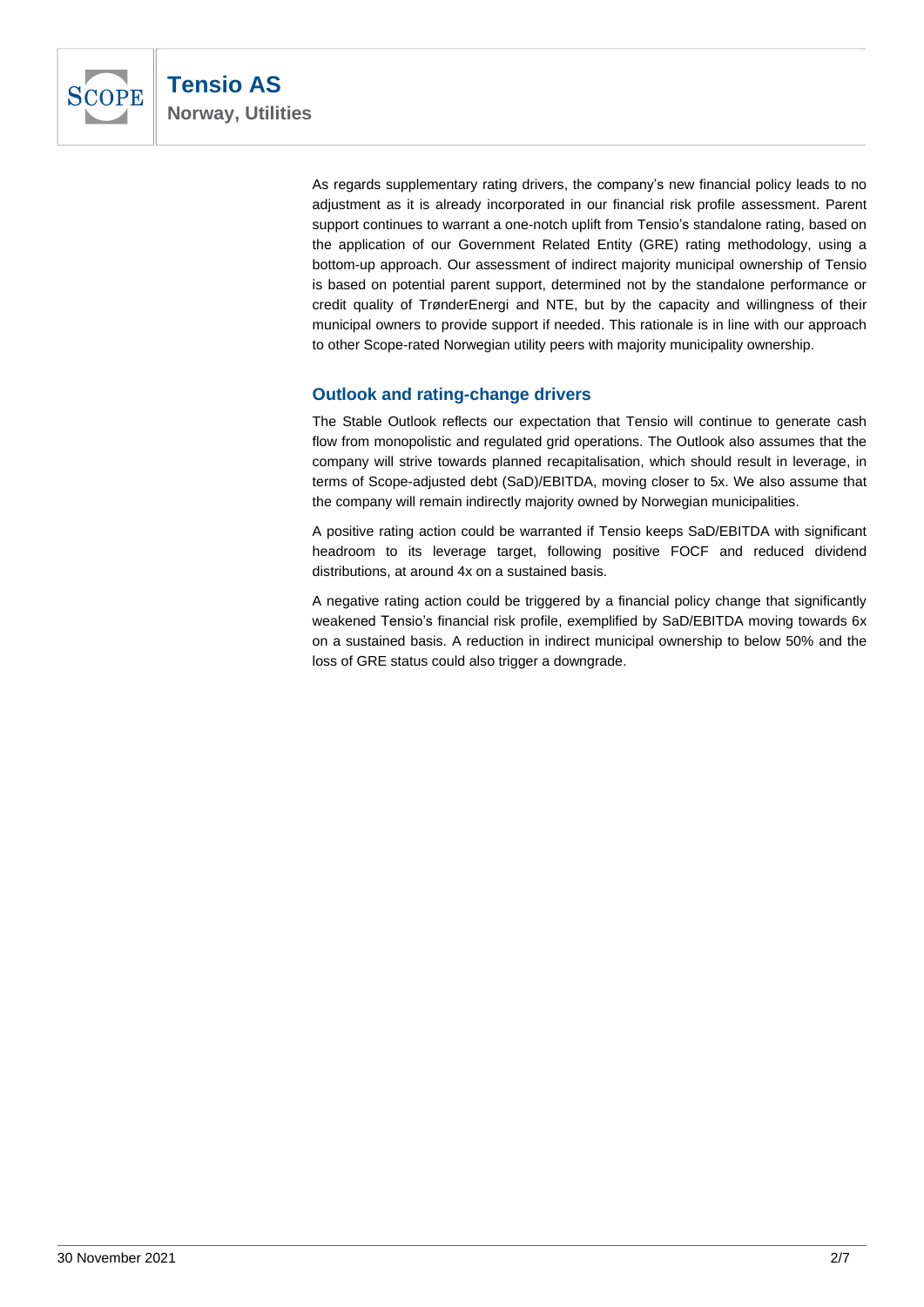As regards supplementary rating drivers, the company's new financial policy leads to no adjustment as it is already incorporated in our financial risk profile assessment. Parent support continues to warrant a one-notch uplift from Tensio's standalone rating, based on the application of our Government Related Entity (GRE) rating methodology, using a bottom-up approach. Our assessment of indirect majority municipal ownership of Tensio is based on potential parent support, determined not by the standalone performance or credit quality of TrønderEnergi and NTE, but by the capacity and willingness of their municipal owners to provide support if needed. This rationale is in line with our approach to other Scope-rated Norwegian utility peers with majority municipality ownership.

## Outlook and rating-change drivers

The Stable Outlook reflects our expectation that Tensio will continue to generate cash flow from monopolistic and regulated grid operations. The Outlook also assumes that the company will strive towards planned recapitalisation, which should result in leverage, in terms of Scope-adjusted debt (SaD)/EBITDA, moving closer to 5x. We also assume that the company will remain indirectly majority owned by Norwegian municipalities.

A positive rating action could be warranted if Tensio keeps SaD/EBITDA with significant headroom to its leverage target, following positive FOCF and reduced dividend distributions, at around 4x on a sustained basis.

A negative rating action could be triggered by a financial policy change that significantly weakened Tensio's financial risk profile, exemplified by SaD/EBITDA moving towards 6x on a sustained basis. A reduction in indirect municipal ownership to below 50% and the loss of GRE status could also trigger a downgrade.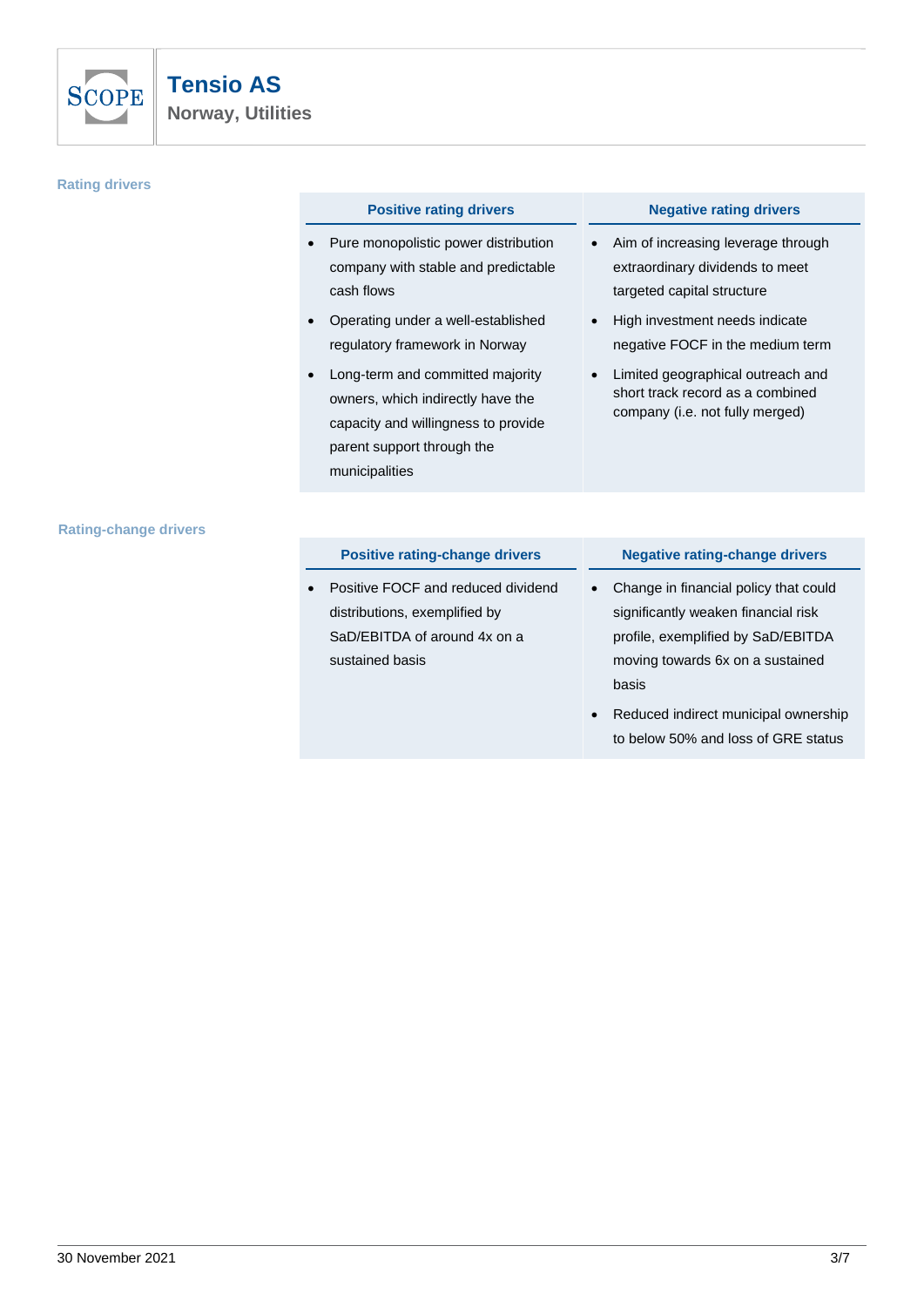## Rating drivers

| Positive rating drivers | Negative rating drivers |
|---|---|
| • Pure monopolistic power distribution company with stable and predictable cash flows<br>• Operating under a well-established regulatory framework in Norway<br>• Long-term and committed majority owners, which indirectly have the capacity and willingness to provide parent support through the municipalities | • Aim of increasing leverage through extraordinary dividends to meet targeted capital structure<br>• High investment needs indicate negative FOCF in the medium term<br>• Limited geographical outreach and short track record as a combined company (i.e. not fully merged) |

## Rating-change drivers

| Positive rating-change drivers | Negative rating-change drivers |
|---|---|
| • Positive FOCF and reduced dividend distributions, exemplified by SaD/EBITDA of around 4x on a sustained basis | • Change in financial policy that could significantly weaken financial risk profile, exemplified by SaD/EBITDA moving towards 6x on a sustained basis<br>• Reduced indirect municipal ownership to below 50% and loss of GRE status |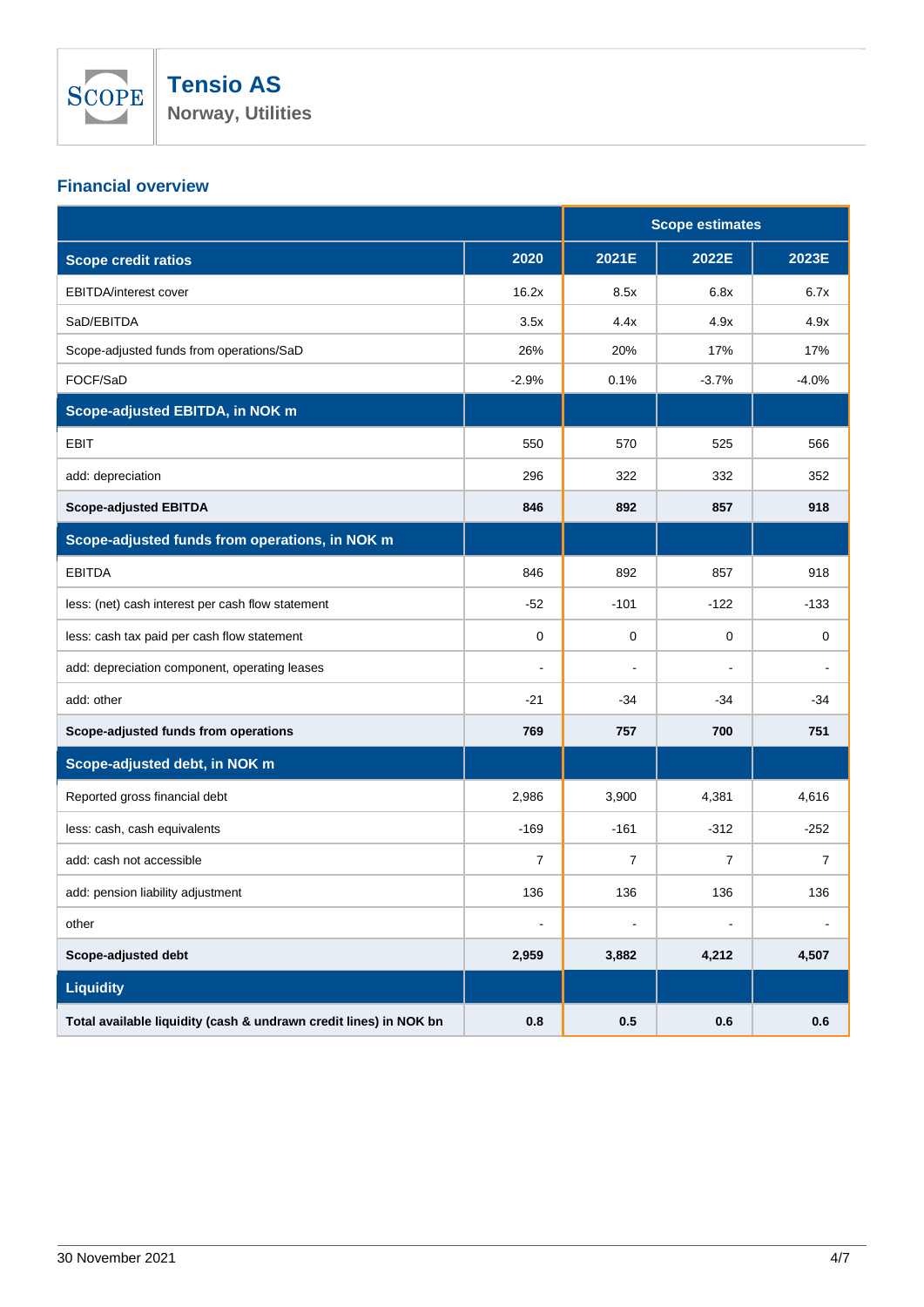## Financial overview

| | | Scope estimates | | |
|---|---|---|---|---|
| **Scope credit ratios** | **2020** | **2021E** | **2022E** | **2023E** |
| EBITDA/interest cover | 16.2x | 8.5x | 6.8x | 6.7x |
| SaD/EBITDA | 3.5x | 4.4x | 4.9x | 4.9x |
| Scope-adjusted funds from operations/SaD | 26% | 20% | 17% | 17% |
| FOCF/SaD | -2.9% | 0.1% | -3.7% | -4.0% |
| **Scope-adjusted EBITDA, in NOK m** | | | | |
| EBIT | 550 | 570 | 525 | 566 |
| add: depreciation | 296 | 322 | 332 | 352 |
| **Scope-adjusted EBITDA** | **846** | **892** | **857** | **918** |
| **Scope-adjusted funds from operations, in NOK m** | | | | |
| EBITDA | 846 | 892 | 857 | 918 |
| less: (net) cash interest per cash flow statement | -52 | -101 | -122 | -133 |
| less: cash tax paid per cash flow statement | 0 | 0 | 0 | 0 |
| add: depreciation component, operating leases | - | - | - | - |
| add: other | -21 | -34 | -34 | -34 |
| **Scope-adjusted funds from operations** | **769** | **757** | **700** | **751** |
| **Scope-adjusted debt, in NOK m** | | | | |
| Reported gross financial debt | 2,986 | 3,900 | 4,381 | 4,616 |
| less: cash, cash equivalents | -169 | -161 | -312 | -252 |
| add: cash not accessible | 7 | 7 | 7 | 7 |
| add: pension liability adjustment | 136 | 136 | 136 | 136 |
| other | - | - | - | - |
| **Scope-adjusted debt** | **2,959** | **3,882** | **4,212** | **4,507** |
| **Liquidity** | | | | |
| **Total available liquidity (cash & undrawn credit lines) in NOK bn** | **0.8** | **0.5** | **0.6** | **0.6** |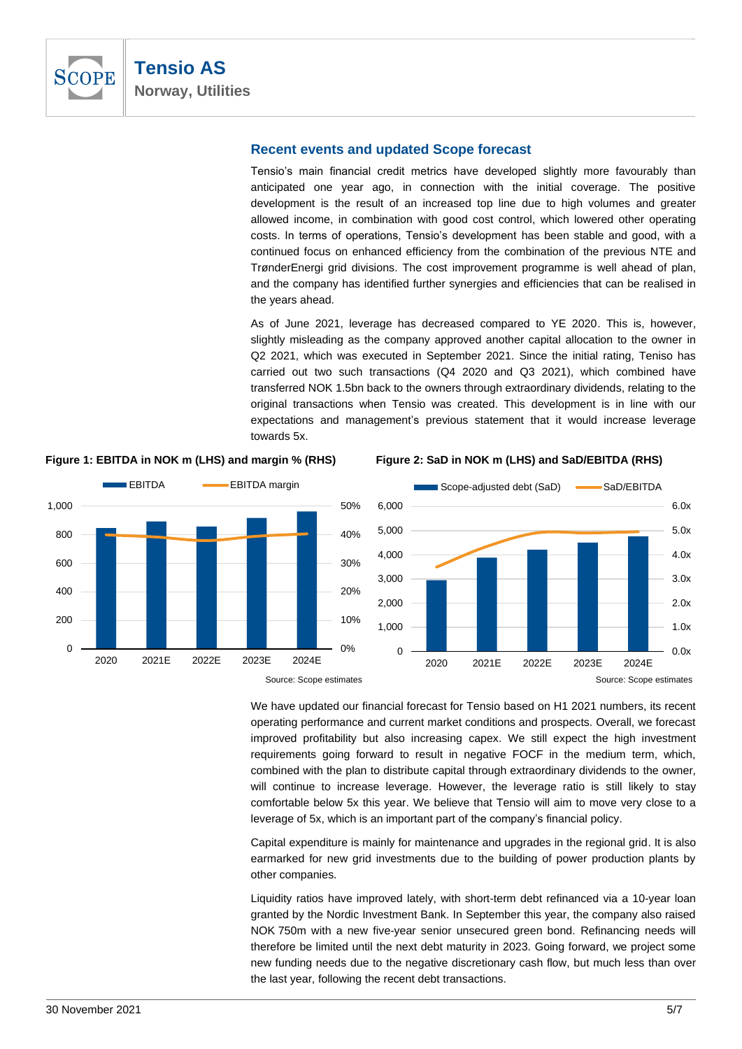## Recent events and updated Scope forecast

Tensio's main financial credit metrics have developed slightly more favourably than anticipated one year ago, in connection with the initial coverage. The positive development is the result of an increased top line due to high volumes and greater allowed income, in combination with good cost control, which lowered other operating costs. In terms of operations, Tensio's development has been stable and good, with a continued focus on enhanced efficiency from the combination of the previous NTE and TrønderEnergi grid divisions. The cost improvement programme is well ahead of plan, and the company has identified further synergies and efficiencies that can be realised in the years ahead.

As of June 2021, leverage has decreased compared to YE 2020. This is, however, slightly misleading as the company approved another capital allocation to the owner in Q2 2021, which was executed in September 2021. Since the initial rating, Teniso has carried out two such transactions (Q4 2020 and Q3 2021), which combined have transferred NOK 1.5bn back to the owners through extraordinary dividends, relating to the original transactions when Tensio was created. This development is in line with our expectations and management's previous statement that it would increase leverage towards 5x.

**Figure 1: EBITDA in NOK m (LHS) and margin % (RHS)**

Source: Scope estimates

**Figure 2: SaD in NOK m (LHS) and SaD/EBITDA (RHS)**

Source: Scope estimates

We have updated our financial forecast for Tensio based on H1 2021 numbers, its recent operating performance and current market conditions and prospects. Overall, we forecast improved profitability but also increasing capex. We still expect the high investment requirements going forward to result in negative FOCF in the medium term, which, combined with the plan to distribute capital through extraordinary dividends to the owner, will continue to increase leverage. However, the leverage ratio is still likely to stay comfortable below 5x this year. We believe that Tensio will aim to move very close to a leverage of 5x, which is an important part of the company's financial policy.

Capital expenditure is mainly for maintenance and upgrades in the regional grid. It is also earmarked for new grid investments due to the building of power production plants by other companies.

Liquidity ratios have improved lately, with short-term debt refinanced via a 10-year loan granted by the Nordic Investment Bank. In September this year, the company also raised NOK 750m with a new five-year senior unsecured green bond. Refinancing needs will therefore be limited until the next debt maturity in 2023. Going forward, we project some new funding needs due to the negative discretionary cash flow, but much less than over the last year, following the recent debt transactions.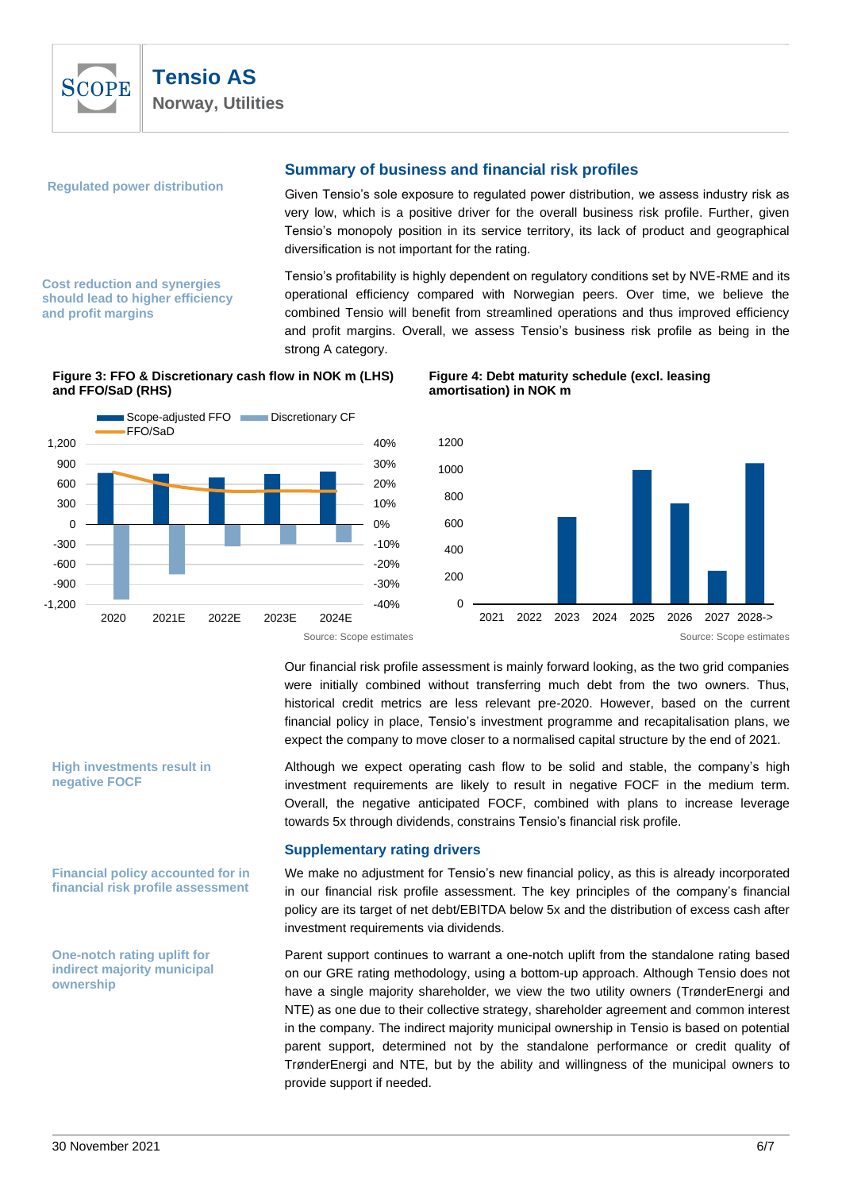## Summary of business and financial risk profiles

**Regulated power distribution**

Given Tensio's sole exposure to regulated power distribution, we assess industry risk as very low, which is a positive driver for the overall business risk profile. Further, given Tensio's monopoly position in its service territory, its lack of product and geographical diversification is not important for the rating.

**Cost reduction and synergies should lead to higher efficiency and profit margins**

Tensio's profitability is highly dependent on regulatory conditions set by NVE-RME and its operational efficiency compared with Norwegian peers. Over time, we believe the combined Tensio will benefit from streamlined operations and thus improved efficiency and profit margins. Overall, we assess Tensio's business risk profile as being in the strong A category.

**Figure 3: FFO & Discretionary cash flow in NOK m (LHS) and FFO/SaD (RHS)**

Source: Scope estimates

**Figure 4: Debt maturity schedule (excl. leasing amortisation) in NOK m**

Source: Scope estimates

Our financial risk profile assessment is mainly forward looking, as the two grid companies were initially combined without transferring much debt from the two owners. Thus, historical credit metrics are less relevant pre-2020. However, based on the current financial policy in place, Tensio's investment programme and recapitalisation plans, we expect the company to move closer to a normalised capital structure by the end of 2021.

**High investments result in negative FOCF**

Although we expect operating cash flow to be solid and stable, the company's high investment requirements are likely to result in negative FOCF in the medium term. Overall, the negative anticipated FOCF, combined with plans to increase leverage towards 5x through dividends, constrains Tensio's financial risk profile.

### Supplementary rating drivers

**Financial policy accounted for in financial risk profile assessment**

We make no adjustment for Tensio's new financial policy, as this is already incorporated in our financial risk profile assessment. The key principles of the company's financial policy are its target of net debt/EBITDA below 5x and the distribution of excess cash after investment requirements via dividends.

**One-notch rating uplift for indirect majority municipal ownership**

Parent support continues to warrant a one-notch uplift from the standalone rating based on our GRE rating methodology, using a bottom-up approach. Although Tensio does not have a single majority shareholder, we view the two utility owners (TrønderEnergi and NTE) as one due to their collective strategy, shareholder agreement and common interest in the company. The indirect majority municipal ownership in Tensio is based on potential parent support, determined not by the standalone performance or credit quality of TrønderEnergi and NTE, but by the ability and willingness of the municipal owners to provide support if needed.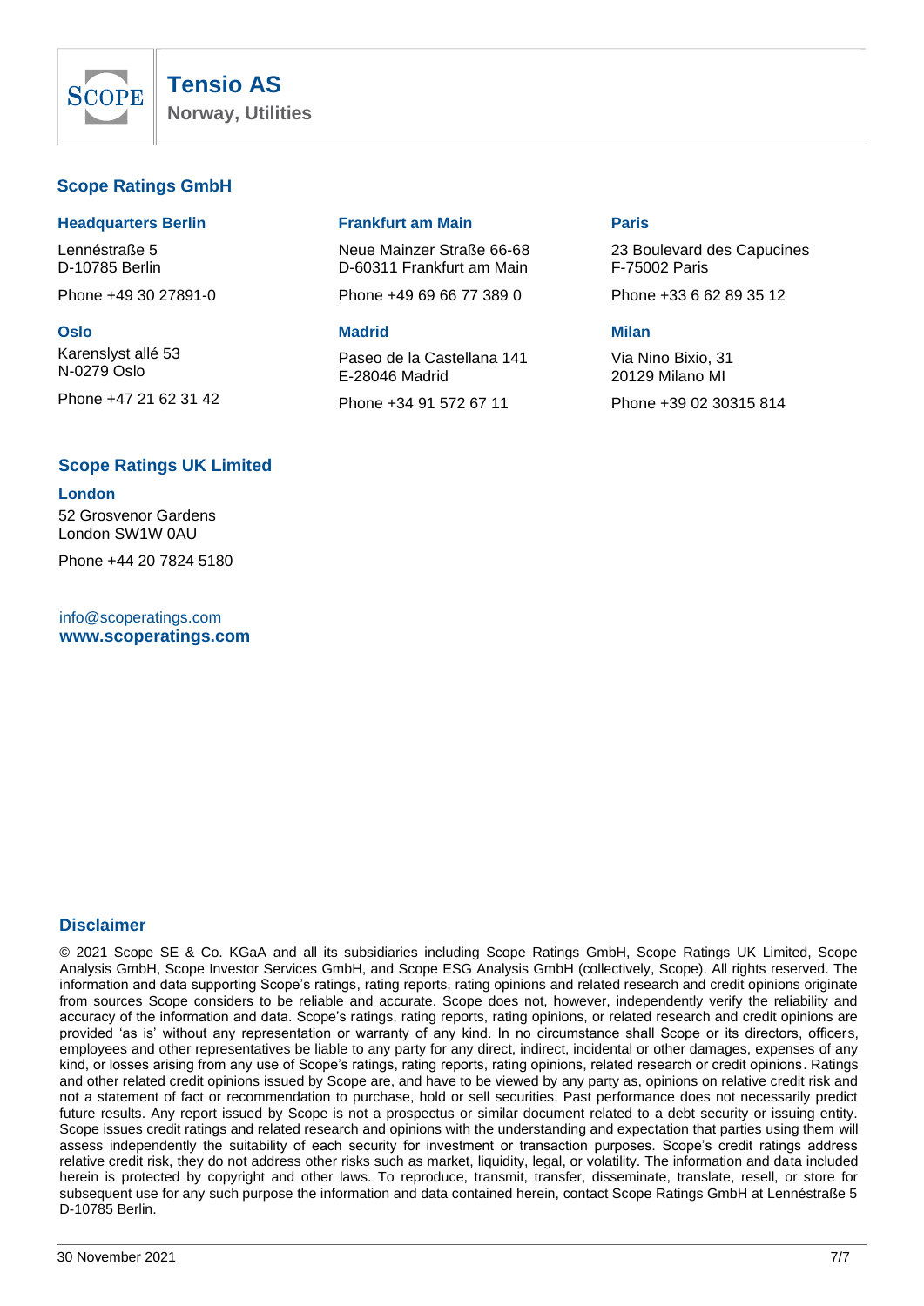## Scope Ratings GmbH

### Headquarters Berlin

Lennéstraße 5
D-10785 Berlin

Phone +49 30 27891-0

### Frankfurt am Main

Neue Mainzer Straße 66-68
D-60311 Frankfurt am Main

Phone +49 69 66 77 389 0

### Paris

23 Boulevard des Capucines
F-75002 Paris

Phone +33 6 62 89 35 12

### Oslo

Karenslyst allé 53
N-0279 Oslo

Phone +47 21 62 31 42

### Madrid

Paseo de la Castellana 141
E-28046 Madrid

Phone +34 91 572 67 11

### Milan

Via Nino Bixio, 31
20129 Milano MI

Phone +39 02 30315 814

## Scope Ratings UK Limited

### London

52 Grosvenor Gardens
London SW1W 0AU

Phone +44 20 7824 5180

info@scoperatings.com
**www.scoperatings.com**

## Disclaimer

© 2021 Scope SE & Co. KGaA and all its subsidiaries including Scope Ratings GmbH, Scope Ratings UK Limited, Scope Analysis GmbH, Scope Investor Services GmbH, and Scope ESG Analysis GmbH (collectively, Scope). All rights reserved. The information and data supporting Scope's ratings, rating reports, rating opinions and related research and credit opinions originate from sources Scope considers to be reliable and accurate. Scope does not, however, independently verify the reliability and accuracy of the information and data. Scope's ratings, rating reports, rating opinions, or related research and credit opinions are provided 'as is' without any representation or warranty of any kind. In no circumstance shall Scope or its directors, officers, employees and other representatives be liable to any party for any direct, indirect, incidental or other damages, expenses of any kind, or losses arising from any use of Scope's ratings, rating reports, rating opinions, related research or credit opinions. Ratings and other related credit opinions issued by Scope are, and have to be viewed by any party as, opinions on relative credit risk and not a statement of fact or recommendation to purchase, hold or sell securities. Past performance does not necessarily predict future results. Any report issued by Scope is not a prospectus or similar document related to a debt security or issuing entity. Scope issues credit ratings and related research and opinions with the understanding and expectation that parties using them will assess independently the suitability of each security for investment or transaction purposes. Scope's credit ratings address relative credit risk, they do not address other risks such as market, liquidity, legal, or volatility. The information and data included herein is protected by copyright and other laws. To reproduce, transmit, transfer, disseminate, translate, resell, or store for subsequent use for any such purpose the information and data contained herein, contact Scope Ratings GmbH at Lennéstraße 5 D-10785 Berlin.